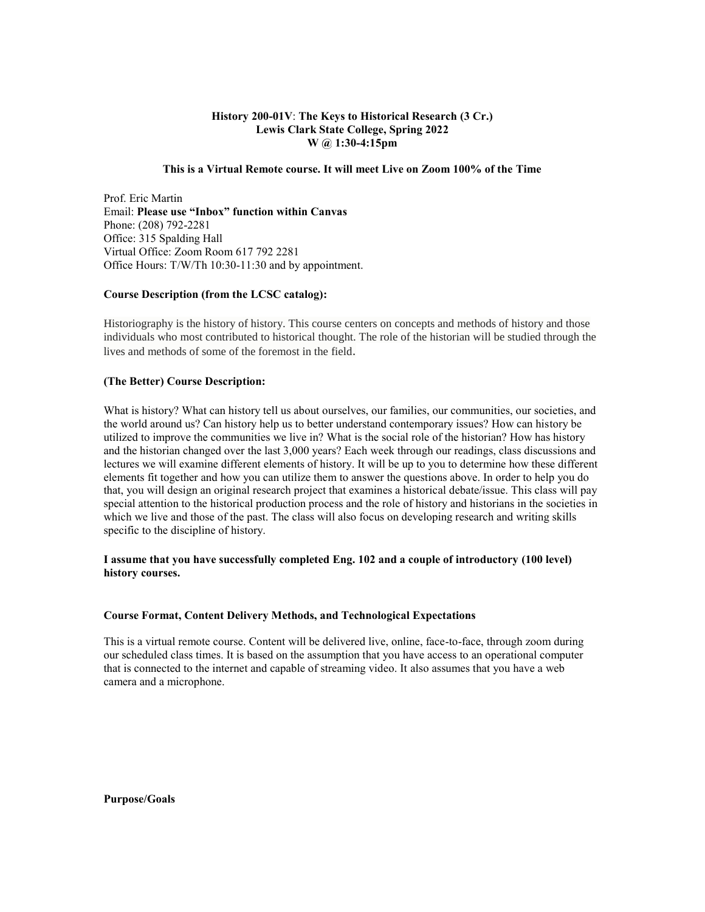**History 200-01V**: **The Keys to Historical Research (3 Cr.)**
**Lewis Clark State College, Spring 2022**
**W @ 1:30-4:15pm**

**This is a Virtual Remote course. It will meet Live on Zoom 100% of the Time**

Prof. Eric Martin
Email: **Please use "Inbox" function within Canvas**
Phone: (208) 792-2281
Office: 315 Spalding Hall
Virtual Office: Zoom Room 617 792 2281
Office Hours: T/W/Th 10:30-11:30 and by appointment.

**Course Description (from the LCSC catalog):**

Historiography is the history of history. This course centers on concepts and methods of history and those individuals who most contributed to historical thought. The role of the historian will be studied through the lives and methods of some of the foremost in the field.

**(The Better) Course Description:**

What is history? What can history tell us about ourselves, our families, our communities, our societies, and the world around us? Can history help us to better understand contemporary issues? How can history be utilized to improve the communities we live in? What is the social role of the historian? How has history and the historian changed over the last 3,000 years? Each week through our readings, class discussions and lectures we will examine different elements of history. It will be up to you to determine how these different elements fit together and how you can utilize them to answer the questions above. In order to help you do that, you will design an original research project that examines a historical debate/issue. This class will pay special attention to the historical production process and the role of history and historians in the societies in which we live and those of the past. The class will also focus on developing research and writing skills specific to the discipline of history.

**I assume that you have successfully completed Eng. 102 and a couple of introductory (100 level) history courses.**

**Course Format, Content Delivery Methods, and Technological Expectations**

This is a virtual remote course. Content will be delivered live, online, face-to-face, through zoom during our scheduled class times. It is based on the assumption that you have access to an operational computer that is connected to the internet and capable of streaming video. It also assumes that you have a web camera and a microphone.

**Purpose/Goals**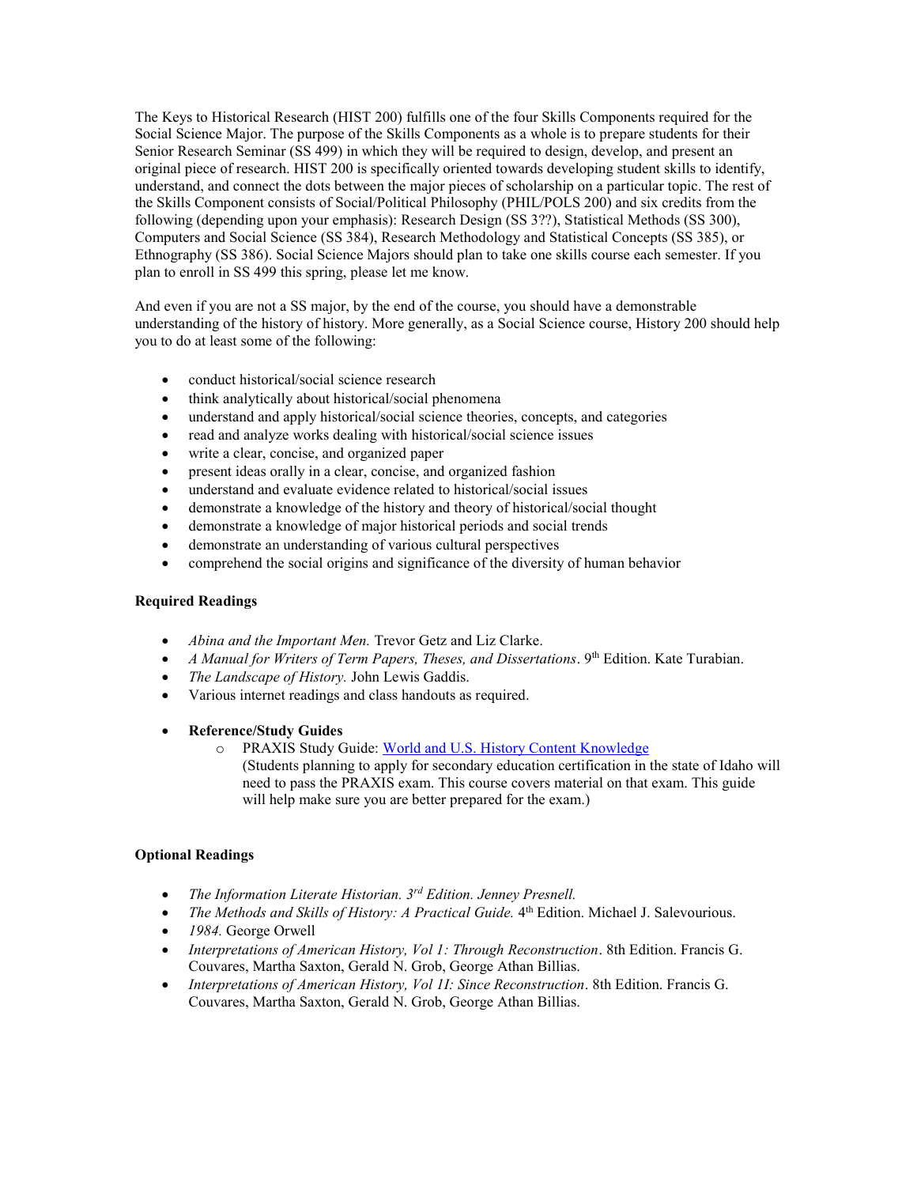The Keys to Historical Research (HIST 200) fulfills one of the four Skills Components required for the Social Science Major. The purpose of the Skills Components as a whole is to prepare students for their Senior Research Seminar (SS 499) in which they will be required to design, develop, and present an original piece of research. HIST 200 is specifically oriented towards developing student skills to identify, understand, and connect the dots between the major pieces of scholarship on a particular topic. The rest of the Skills Component consists of Social/Political Philosophy (PHIL/POLS 200) and six credits from the following (depending upon your emphasis): Research Design (SS 3??), Statistical Methods (SS 300), Computers and Social Science (SS 384), Research Methodology and Statistical Concepts (SS 385), or Ethnography (SS 386). Social Science Majors should plan to take one skills course each semester. If you plan to enroll in SS 499 this spring, please let me know.

And even if you are not a SS major, by the end of the course, you should have a demonstrable understanding of the history of history. More generally, as a Social Science course, History 200 should help you to do at least some of the following:

- conduct historical/social science research
- think analytically about historical/social phenomena
- understand and apply historical/social science theories, concepts, and categories
- read and analyze works dealing with historical/social science issues
- write a clear, concise, and organized paper
- present ideas orally in a clear, concise, and organized fashion
- understand and evaluate evidence related to historical/social issues
- demonstrate a knowledge of the history and theory of historical/social thought
- demonstrate a knowledge of major historical periods and social trends
- demonstrate an understanding of various cultural perspectives
- comprehend the social origins and significance of the diversity of human behavior

**Required Readings**

- *Abina and the Important Men.* Trevor Getz and Liz Clarke.
- *A Manual for Writers of Term Papers, Theses, and Dissertations*. 9th Edition. Kate Turabian.
- *The Landscape of History.* John Lewis Gaddis.
- Various internet readings and class handouts as required.

- **Reference/Study Guides**
  - PRAXIS Study Guide: [World and U.S. History Content Knowledge]
    (Students planning to apply for secondary education certification in the state of Idaho will need to pass the PRAXIS exam. This course covers material on that exam. This guide will help make sure you are better prepared for the exam.)

**Optional Readings**

- *The Information Literate Historian. 3rd Edition. Jenney Presnell.*
- *The Methods and Skills of History: A Practical Guide.* 4th Edition. Michael J. Salevourious.
- *1984.* George Orwell
- *Interpretations of American History, Vol 1: Through Reconstruction*. 8th Edition. Francis G. Couvares, Martha Saxton, Gerald N. Grob, George Athan Billias.
- *Interpretations of American History, Vol 1I: Since Reconstruction*. 8th Edition. Francis G. Couvares, Martha Saxton, Gerald N. Grob, George Athan Billias.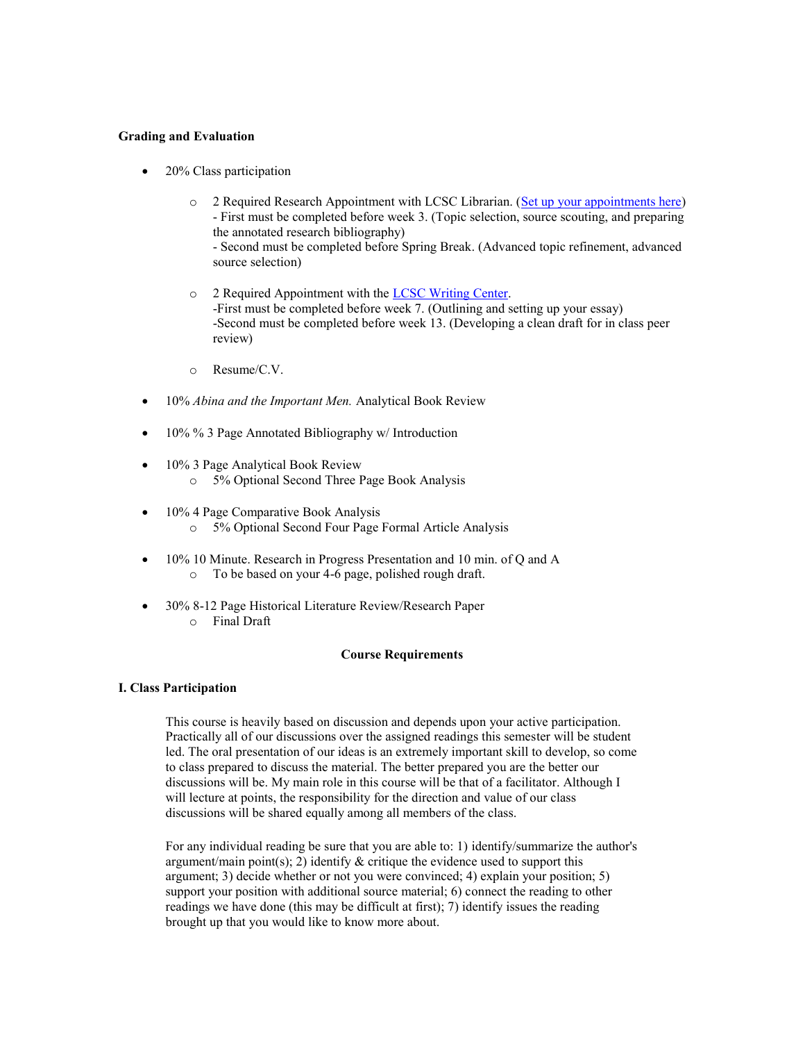**Grading and Evaluation**

- 20% Class participation
    - 2 Required Research Appointment with LCSC Librarian. ([Set up your appointments here](#))
      - First must be completed before week 3. (Topic selection, source scouting, and preparing the annotated research bibliography)
      - Second must be completed before Spring Break. (Advanced topic refinement, advanced source selection)
    - 2 Required Appointment with the [LCSC Writing Center](#).
      -First must be completed before week 7. (Outlining and setting up your essay)
      -Second must be completed before week 13. (Developing a clean draft for in class peer review)
    - Resume/C.V.
- 10% *Abina and the Important Men.* Analytical Book Review
- 10% % 3 Page Annotated Bibliography w/ Introduction
- 10% 3 Page Analytical Book Review
    - 5% Optional Second Three Page Book Analysis
- 10% 4 Page Comparative Book Analysis
    - 5% Optional Second Four Page Formal Article Analysis
- 10% 10 Minute. Research in Progress Presentation and 10 min. of Q and A
    - To be based on your 4-6 page, polished rough draft.
- 30% 8-12 Page Historical Literature Review/Research Paper
    - Final Draft

**Course Requirements**

**I. Class Participation**

This course is heavily based on discussion and depends upon your active participation. Practically all of our discussions over the assigned readings this semester will be student led. The oral presentation of our ideas is an extremely important skill to develop, so come to class prepared to discuss the material. The better prepared you are the better our discussions will be. My main role in this course will be that of a facilitator. Although I will lecture at points, the responsibility for the direction and value of our class discussions will be shared equally among all members of the class.

For any individual reading be sure that you are able to: 1) identify/summarize the author's argument/main point(s); 2) identify & critique the evidence used to support this argument; 3) decide whether or not you were convinced; 4) explain your position; 5) support your position with additional source material; 6) connect the reading to other readings we have done (this may be difficult at first); 7) identify issues the reading brought up that you would like to know more about.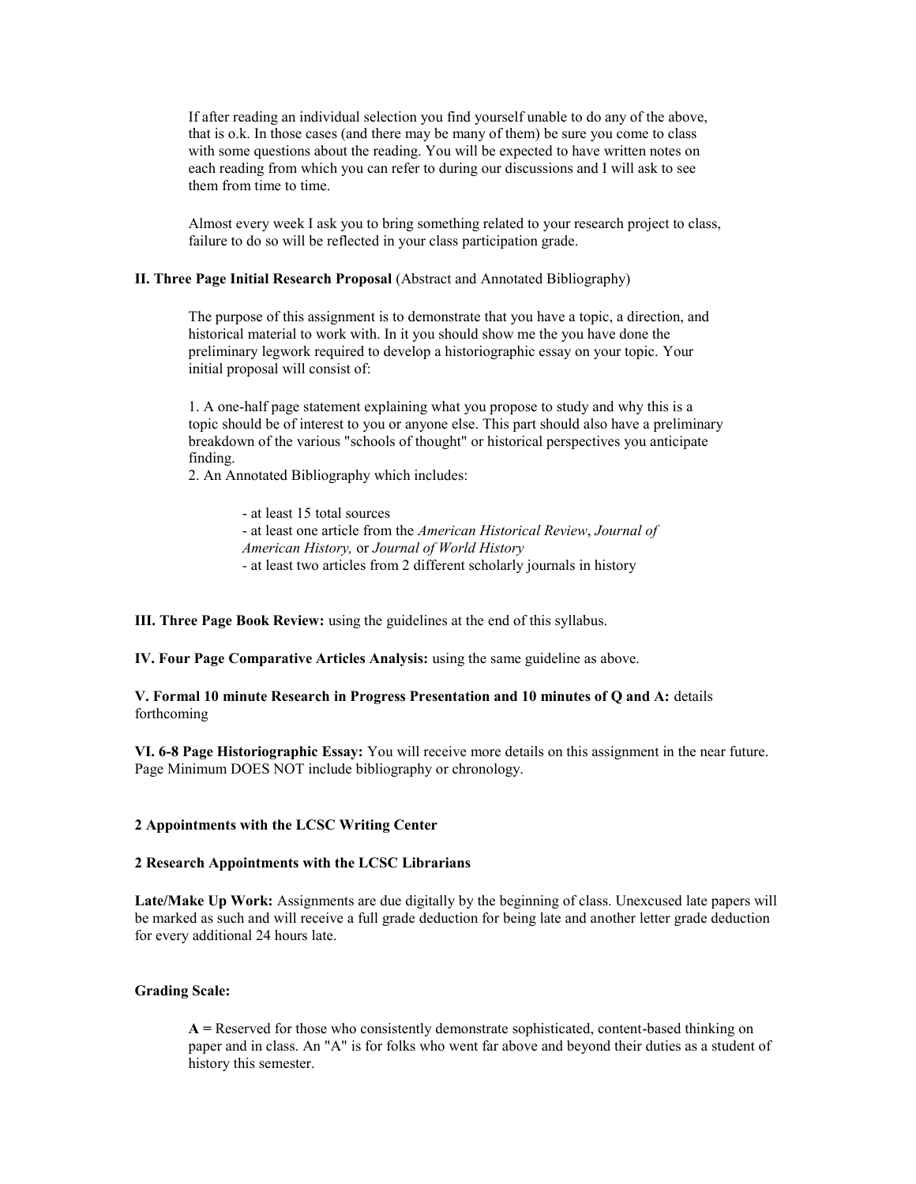If after reading an individual selection you find yourself unable to do any of the above, that is o.k. In those cases (and there may be many of them) be sure you come to class with some questions about the reading. You will be expected to have written notes on each reading from which you can refer to during our discussions and I will ask to see them from time to time.

Almost every week I ask you to bring something related to your research project to class, failure to do so will be reflected in your class participation grade.

**II. Three Page Initial Research Proposal** (Abstract and Annotated Bibliography)

The purpose of this assignment is to demonstrate that you have a topic, a direction, and historical material to work with. In it you should show me the you have done the preliminary legwork required to develop a historiographic essay on your topic. Your initial proposal will consist of:

1. A one-half page statement explaining what you propose to study and why this is a topic should be of interest to you or anyone else. This part should also have a preliminary breakdown of the various "schools of thought" or historical perspectives you anticipate finding.
2. An Annotated Bibliography which includes:

    - at least 15 total sources
    - at least one article from the *American Historical Review*, *Journal of American History,* or *Journal of World History*
    - at least two articles from 2 different scholarly journals in history

**III. Three Page Book Review:** using the guidelines at the end of this syllabus.

**IV. Four Page Comparative Articles Analysis:** using the same guideline as above.

**V. Formal 10 minute Research in Progress Presentation and 10 minutes of Q and A:** details forthcoming

**VI. 6-8 Page Historiographic Essay:** You will receive more details on this assignment in the near future. Page Minimum DOES NOT include bibliography or chronology.

**2 Appointments with the LCSC Writing Center**

**2 Research Appointments with the LCSC Librarians**

**Late/Make Up Work:** Assignments are due digitally by the beginning of class. Unexcused late papers will be marked as such and will receive a full grade deduction for being late and another letter grade deduction for every additional 24 hours late.

**Grading Scale:**

**A =** Reserved for those who consistently demonstrate sophisticated, content-based thinking on paper and in class. An "A" is for folks who went far above and beyond their duties as a student of history this semester.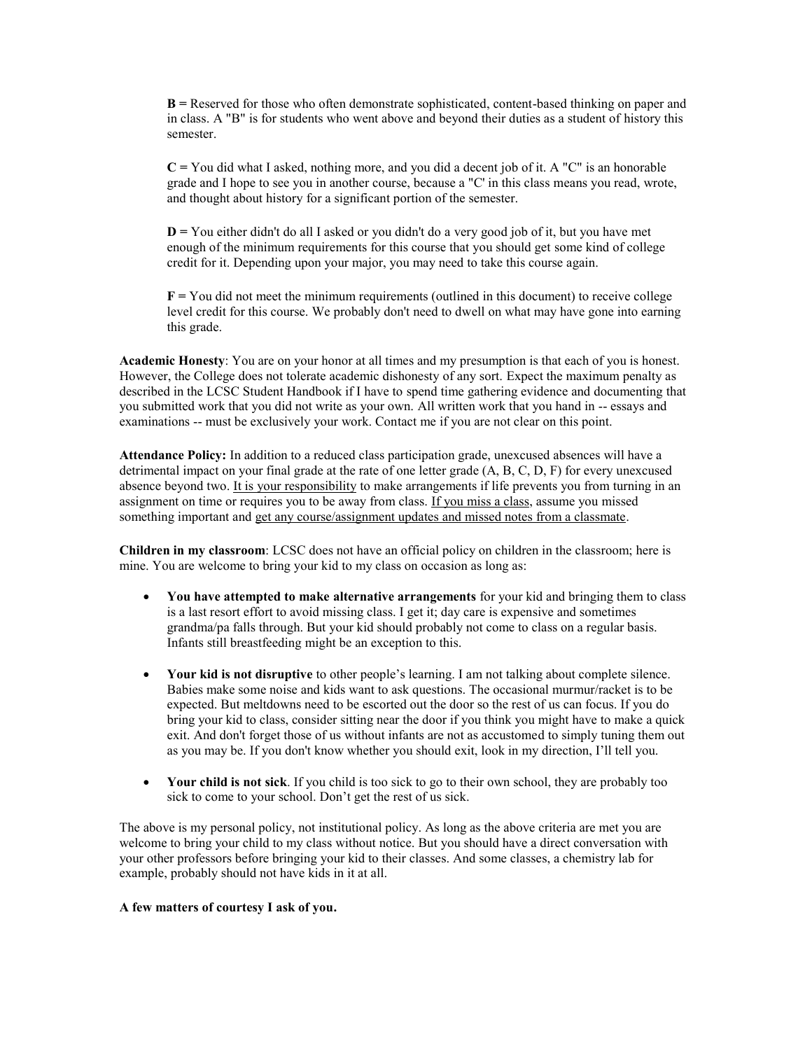**B =** Reserved for those who often demonstrate sophisticated, content-based thinking on paper and in class. A "B" is for students who went above and beyond their duties as a student of history this semester.

**C =** You did what I asked, nothing more, and you did a decent job of it. A "C" is an honorable grade and I hope to see you in another course, because a "C' in this class means you read, wrote, and thought about history for a significant portion of the semester.

**D =** You either didn't do all I asked or you didn't do a very good job of it, but you have met enough of the minimum requirements for this course that you should get some kind of college credit for it. Depending upon your major, you may need to take this course again.

**F =** You did not meet the minimum requirements (outlined in this document) to receive college level credit for this course. We probably don't need to dwell on what may have gone into earning this grade.

**Academic Honesty**: You are on your honor at all times and my presumption is that each of you is honest. However, the College does not tolerate academic dishonesty of any sort. Expect the maximum penalty as described in the LCSC Student Handbook if I have to spend time gathering evidence and documenting that you submitted work that you did not write as your own. All written work that you hand in -- essays and examinations -- must be exclusively your work. Contact me if you are not clear on this point.

**Attendance Policy:** In addition to a reduced class participation grade, unexcused absences will have a detrimental impact on your final grade at the rate of one letter grade (A, B, C, D, F) for every unexcused absence beyond two. It is your responsibility to make arrangements if life prevents you from turning in an assignment on time or requires you to be away from class. If you miss a class, assume you missed something important and get any course/assignment updates and missed notes from a classmate.

**Children in my classroom**: LCSC does not have an official policy on children in the classroom; here is mine. You are welcome to bring your kid to my class on occasion as long as:

- **You have attempted to make alternative arrangements** for your kid and bringing them to class is a last resort effort to avoid missing class. I get it; day care is expensive and sometimes grandma/pa falls through. But your kid should probably not come to class on a regular basis. Infants still breastfeeding might be an exception to this.
- **Your kid is not disruptive** to other people's learning. I am not talking about complete silence. Babies make some noise and kids want to ask questions. The occasional murmur/racket is to be expected. But meltdowns need to be escorted out the door so the rest of us can focus. If you do bring your kid to class, consider sitting near the door if you think you might have to make a quick exit. And don't forget those of us without infants are not as accustomed to simply tuning them out as you may be. If you don't know whether you should exit, look in my direction, I'll tell you.
- **Your child is not sick**. If you child is too sick to go to their own school, they are probably too sick to come to your school. Don't get the rest of us sick.

The above is my personal policy, not institutional policy. As long as the above criteria are met you are welcome to bring your child to my class without notice. But you should have a direct conversation with your other professors before bringing your kid to their classes. And some classes, a chemistry lab for example, probably should not have kids in it at all.

**A few matters of courtesy I ask of you.**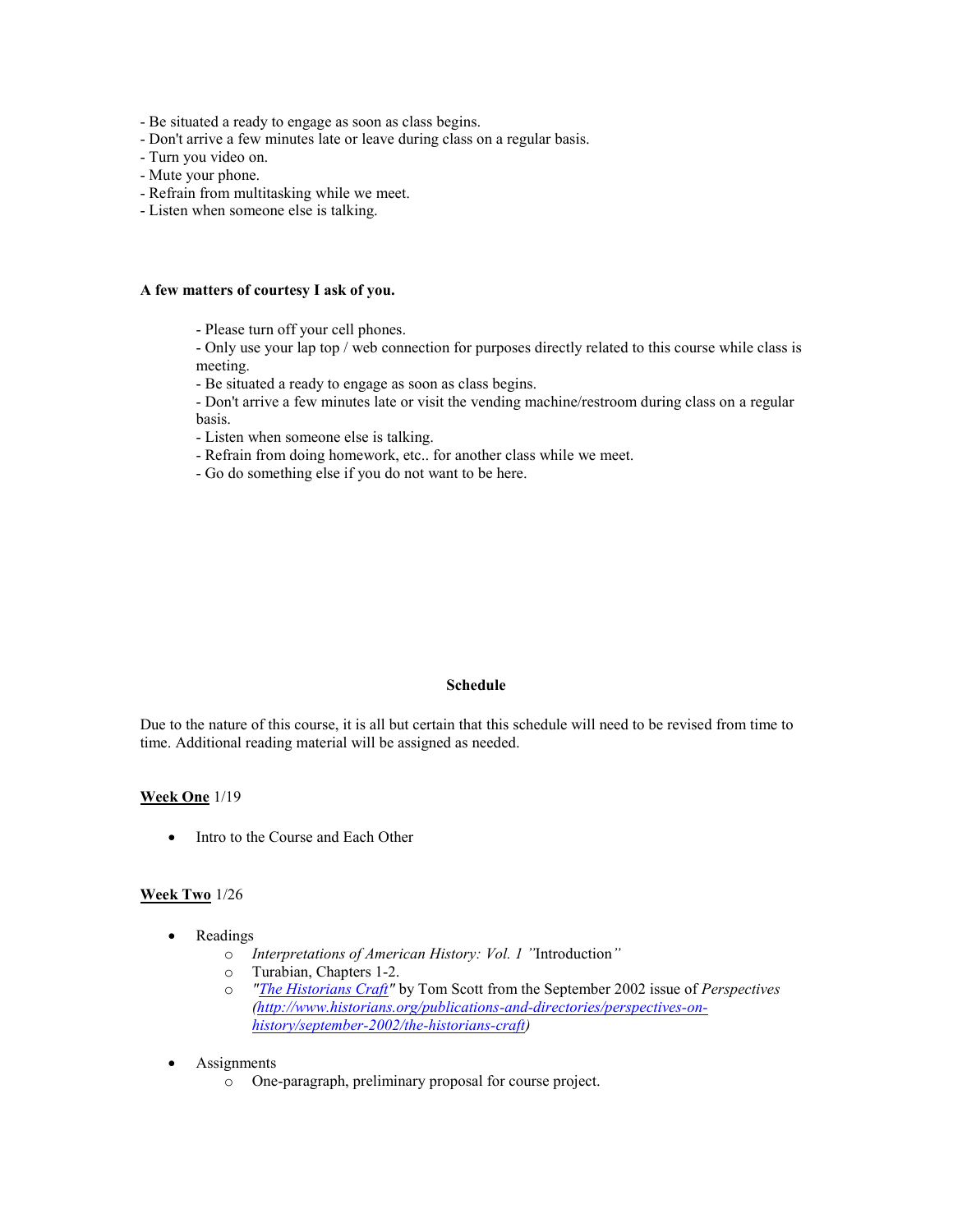- Be situated a ready to engage as soon as class begins.
- Don't arrive a few minutes late or leave during class on a regular basis.
- Turn you video on.
- Mute your phone.
- Refrain from multitasking while we meet.
- Listen when someone else is talking.

**A few matters of courtesy I ask of you.**

- Please turn off your cell phones.
- Only use your lap top / web connection for purposes directly related to this course while class is meeting.
- Be situated a ready to engage as soon as class begins.
- Don't arrive a few minutes late or visit the vending machine/restroom during class on a regular basis.
- Listen when someone else is talking.
- Refrain from doing homework, etc.. for another class while we meet.
- Go do something else if you do not want to be here.

**Schedule**

Due to the nature of this course, it is all but certain that this schedule will need to be revised from time to time. Additional reading material will be assigned as needed.

**Week One** 1/19

- Intro to the Course and Each Other

**Week Two** 1/26

- Readings
  - *Interpretations of American History: Vol. 1 "*Introduction*"*
  - Turabian, Chapters 1-2.
  - *"[The Historians Craft](http://www.historians.org/publications-and-directories/perspectives-on-history/september-2002/the-historians-craft)"* by Tom Scott from the September 2002 issue of *Perspectives (http://www.historians.org/publications-and-directories/perspectives-on-history/september-2002/the-historians-craft)*
- Assignments
  - One-paragraph, preliminary proposal for course project.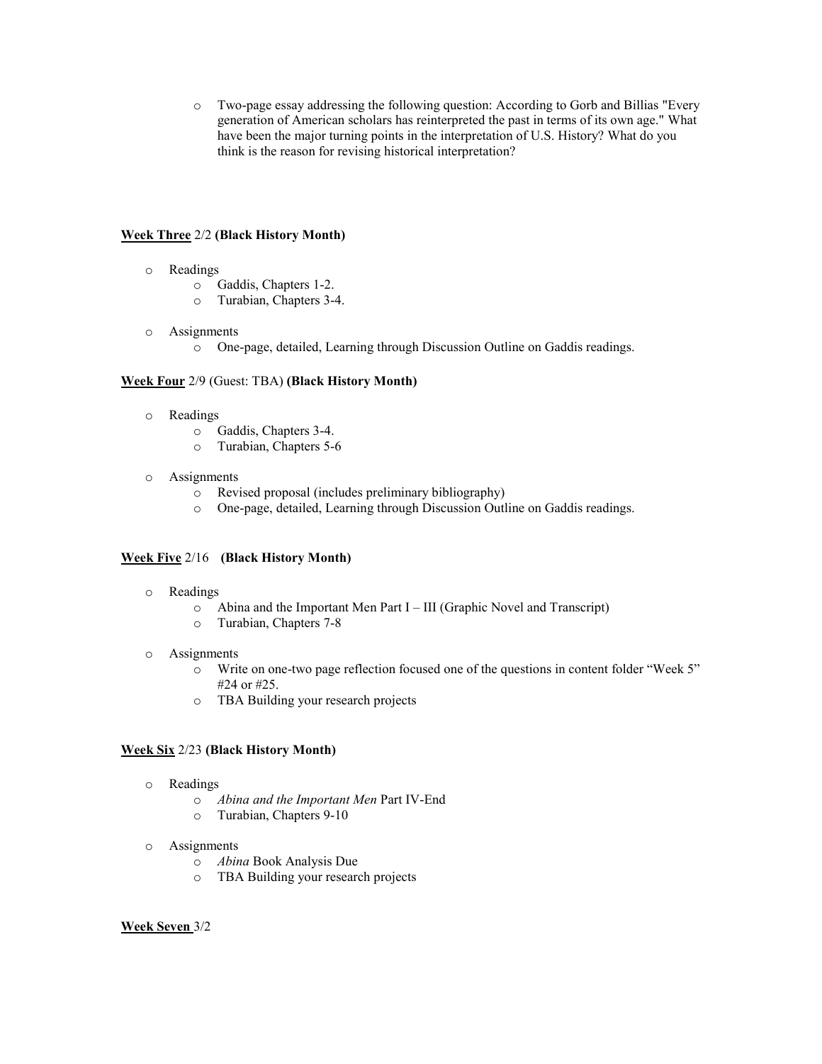- Two-page essay addressing the following question: According to Gorb and Billias "Every generation of American scholars has reinterpreted the past in terms of its own age." What have been the major turning points in the interpretation of U.S. History? What do you think is the reason for revising historical interpretation?

**Week Three** 2/2 **(Black History Month)**

- Readings
  - Gaddis, Chapters 1-2.
  - Turabian, Chapters 3-4.
- Assignments
  - One-page, detailed, Learning through Discussion Outline on Gaddis readings.

**Week Four** 2/9 (Guest: TBA) **(Black History Month)**

- Readings
  - Gaddis, Chapters 3-4.
  - Turabian, Chapters 5-6
- Assignments
  - Revised proposal (includes preliminary bibliography)
  - One-page, detailed, Learning through Discussion Outline on Gaddis readings.

**Week Five** 2/16 **(Black History Month)**

- Readings
  - Abina and the Important Men Part I – III (Graphic Novel and Transcript)
  - Turabian, Chapters 7-8
- Assignments
  - Write on one-two page reflection focused one of the questions in content folder "Week 5" #24 or #25.
  - TBA Building your research projects

**Week Six** 2/23 **(Black History Month)**

- Readings
  - *Abina and the Important Men* Part IV-End
  - Turabian, Chapters 9-10
- Assignments
  - *Abina* Book Analysis Due
  - TBA Building your research projects

**Week Seven** 3/2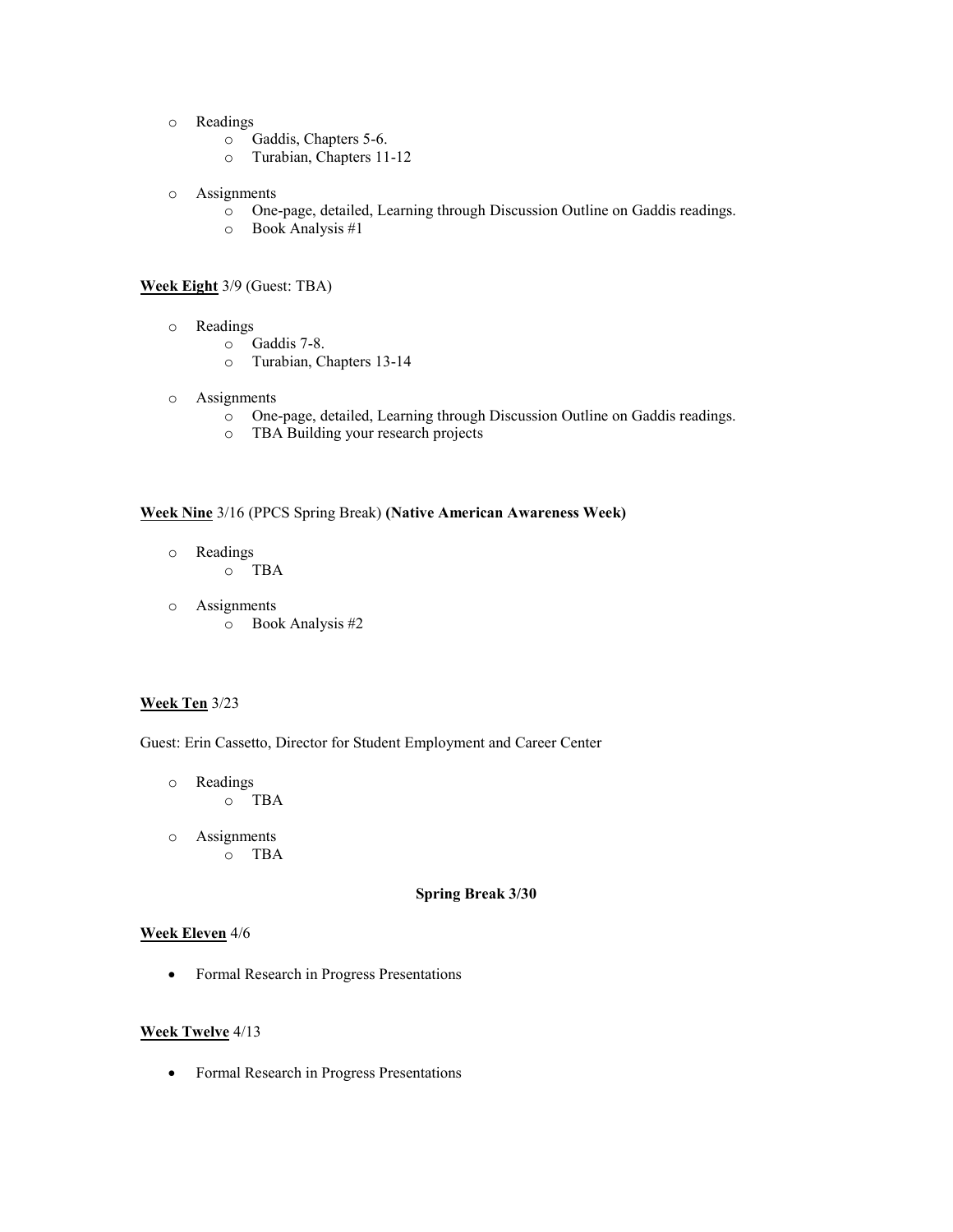- Readings
  - Gaddis, Chapters 5-6.
  - Turabian, Chapters 11-12
- Assignments
  - One-page, detailed, Learning through Discussion Outline on Gaddis readings.
  - Book Analysis #1

**<u>Week Eight</u>** 3/9 (Guest: TBA)

- Readings
  - Gaddis 7-8.
  - Turabian, Chapters 13-14
- Assignments
  - One-page, detailed, Learning through Discussion Outline on Gaddis readings.
  - TBA Building your research projects

**<u>Week Nine</u>** 3/16 (PPCS Spring Break) **(Native American Awareness Week)**

- Readings
  - TBA
- Assignments
  - Book Analysis #2

**<u>Week Ten</u>** 3/23

Guest: Erin Cassetto, Director for Student Employment and Career Center

- Readings
  - TBA
- Assignments
  - TBA

**Spring Break 3/30**

**<u>Week Eleven</u>** 4/6

- Formal Research in Progress Presentations

**<u>Week Twelve</u>** 4/13

- Formal Research in Progress Presentations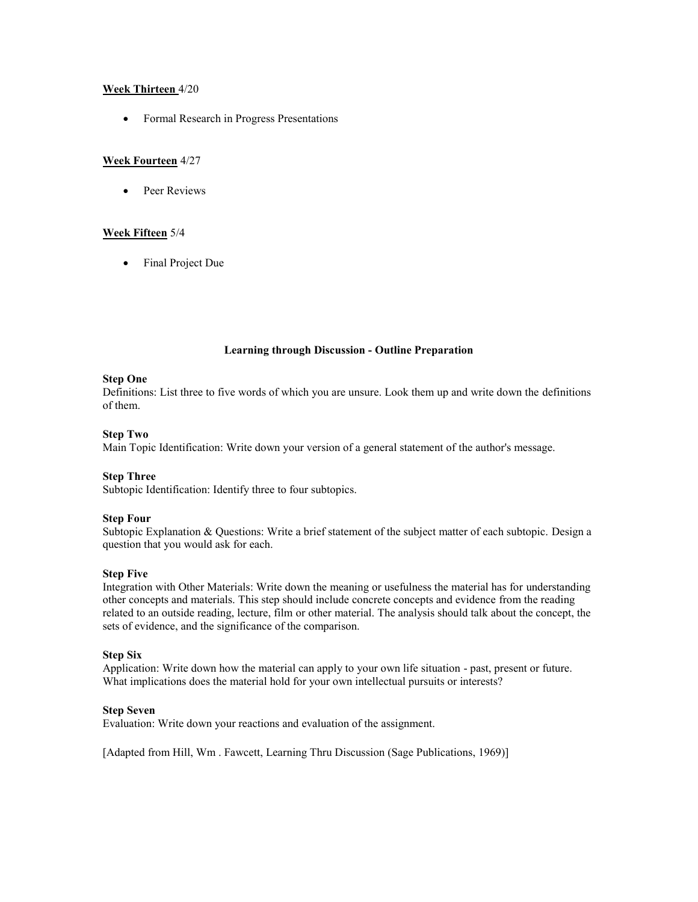**Week Thirteen** 4/20

- Formal Research in Progress Presentations

**Week Fourteen** 4/27

- Peer Reviews

**Week Fifteen** 5/4

- Final Project Due

## Learning through Discussion - Outline Preparation

**Step One**
Definitions: List three to five words of which you are unsure. Look them up and write down the definitions of them.

**Step Two**
Main Topic Identification: Write down your version of a general statement of the author's message.

**Step Three**
Subtopic Identification: Identify three to four subtopics.

**Step Four**
Subtopic Explanation & Questions: Write a brief statement of the subject matter of each subtopic. Design a question that you would ask for each.

**Step Five**
Integration with Other Materials: Write down the meaning or usefulness the material has for understanding other concepts and materials. This step should include concrete concepts and evidence from the reading related to an outside reading, lecture, film or other material. The analysis should talk about the concept, the sets of evidence, and the significance of the comparison.

**Step Six**
Application: Write down how the material can apply to your own life situation - past, present or future. What implications does the material hold for your own intellectual pursuits or interests?

**Step Seven**
Evaluation: Write down your reactions and evaluation of the assignment.

[Adapted from Hill, Wm . Fawcett, Learning Thru Discussion (Sage Publications, 1969)]